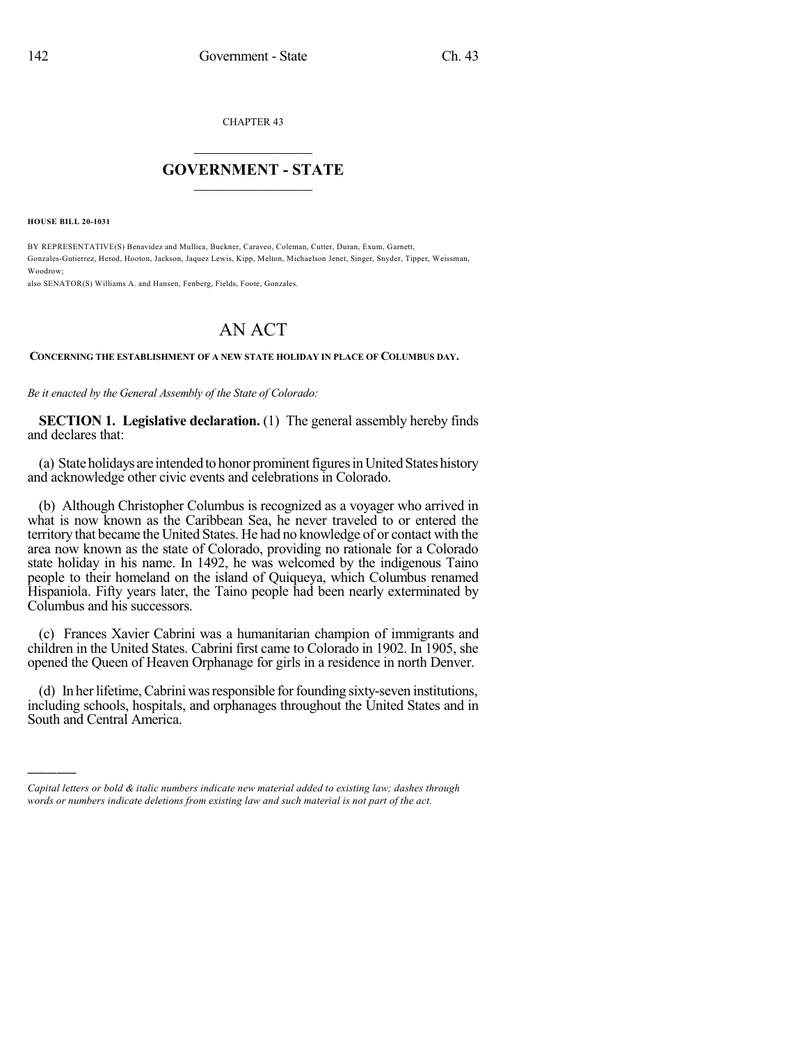CHAPTER 43

# GOVERNMENT - STATE

**HOUSE BILL 20-1031**

BY REPRESENTATIVE(S) Benavidez and Mullica, Buckner, Caraveo, Coleman, Cutter, Duran, Exum, Garnett, Gonzales-Gutierrez, Herod, Hooton, Jackson, Jaquez Lewis, Kipp, Melton, Michaelson Jenet, Singer, Snyder, Tipper, Weissman, Woodrow;
also SENATOR(S) Williams A. and Hansen, Fenberg, Fields, Foote, Gonzales.

# AN ACT

**CONCERNING THE ESTABLISHMENT OF A NEW STATE HOLIDAY IN PLACE OF COLUMBUS DAY.**

*Be it enacted by the General Assembly of the State of Colorado:*

**SECTION 1. Legislative declaration.** (1) The general assembly hereby finds and declares that:

(a) State holidays are intended to honor prominent figures in United States history and acknowledge other civic events and celebrations in Colorado.

(b) Although Christopher Columbus is recognized as a voyager who arrived in what is now known as the Caribbean Sea, he never traveled to or entered the territory that became the United States. He had no knowledge of or contact with the area now known as the state of Colorado, providing no rationale for a Colorado state holiday in his name. In 1492, he was welcomed by the indigenous Taino people to their homeland on the island of Quiqueya, which Columbus renamed Hispaniola. Fifty years later, the Taino people had been nearly exterminated by Columbus and his successors.

(c) Frances Xavier Cabrini was a humanitarian champion of immigrants and children in the United States. Cabrini first came to Colorado in 1902. In 1905, she opened the Queen of Heaven Orphanage for girls in a residence in north Denver.

(d) In her lifetime, Cabrini was responsible for founding sixty-seven institutions, including schools, hospitals, and orphanages throughout the United States and in South and Central America.

---

*Capital letters or bold & italic numbers indicate new material added to existing law; dashes through words or numbers indicate deletions from existing law and such material is not part of the act.*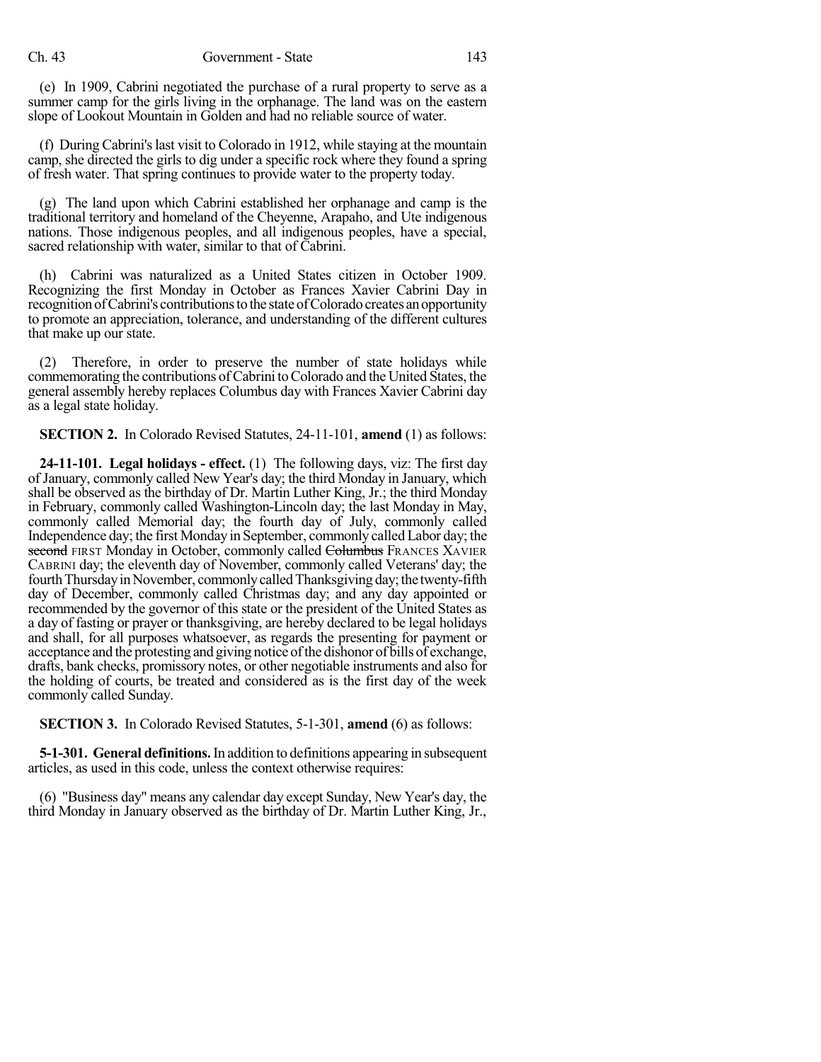(e) In 1909, Cabrini negotiated the purchase of a rural property to serve as a summer camp for the girls living in the orphanage. The land was on the eastern slope of Lookout Mountain in Golden and had no reliable source of water.

(f) During Cabrini's last visit to Colorado in 1912, while staying at the mountain camp, she directed the girls to dig under a specific rock where they found a spring of fresh water. That spring continues to provide water to the property today.

(g) The land upon which Cabrini established her orphanage and camp is the traditional territory and homeland of the Cheyenne, Arapaho, and Ute indigenous nations. Those indigenous peoples, and all indigenous peoples, have a special, sacred relationship with water, similar to that of Cabrini.

(h) Cabrini was naturalized as a United States citizen in October 1909. Recognizing the first Monday in October as Frances Xavier Cabrini Day in recognition of Cabrini's contributions to the state of Colorado creates an opportunity to promote an appreciation, tolerance, and understanding of the different cultures that make up our state.

(2) Therefore, in order to preserve the number of state holidays while commemorating the contributions of Cabrini to Colorado and the United States, the general assembly hereby replaces Columbus day with Frances Xavier Cabrini day as a legal state holiday.

**SECTION 2.** In Colorado Revised Statutes, 24-11-101, **amend** (1) as follows:

**24-11-101. Legal holidays - effect.** (1) The following days, viz: The first day of January, commonly called New Year's day; the third Monday in January, which shall be observed as the birthday of Dr. Martin Luther King, Jr.; the third Monday in February, commonly called Washington-Lincoln day; the last Monday in May, commonly called Memorial day; the fourth day of July, commonly called Independence day; the first Monday in September, commonly called Labor day; the ~~second~~ FIRST Monday in October, commonly called ~~Columbus~~ FRANCES XAVIER CABRINI day; the eleventh day of November, commonly called Veterans' day; the fourth Thursday in November, commonly called Thanksgiving day; the twenty-fifth day of December, commonly called Christmas day; and any day appointed or recommended by the governor of this state or the president of the United States as a day of fasting or prayer or thanksgiving, are hereby declared to be legal holidays and shall, for all purposes whatsoever, as regards the presenting for payment or acceptance and the protesting and giving notice of the dishonor of bills of exchange, drafts, bank checks, promissory notes, or other negotiable instruments and also for the holding of courts, be treated and considered as is the first day of the week commonly called Sunday.

**SECTION 3.** In Colorado Revised Statutes, 5-1-301, **amend** (6) as follows:

**5-1-301. General definitions.** In addition to definitions appearing in subsequent articles, as used in this code, unless the context otherwise requires:

(6) "Business day" means any calendar day except Sunday, New Year's day, the third Monday in January observed as the birthday of Dr. Martin Luther King, Jr.,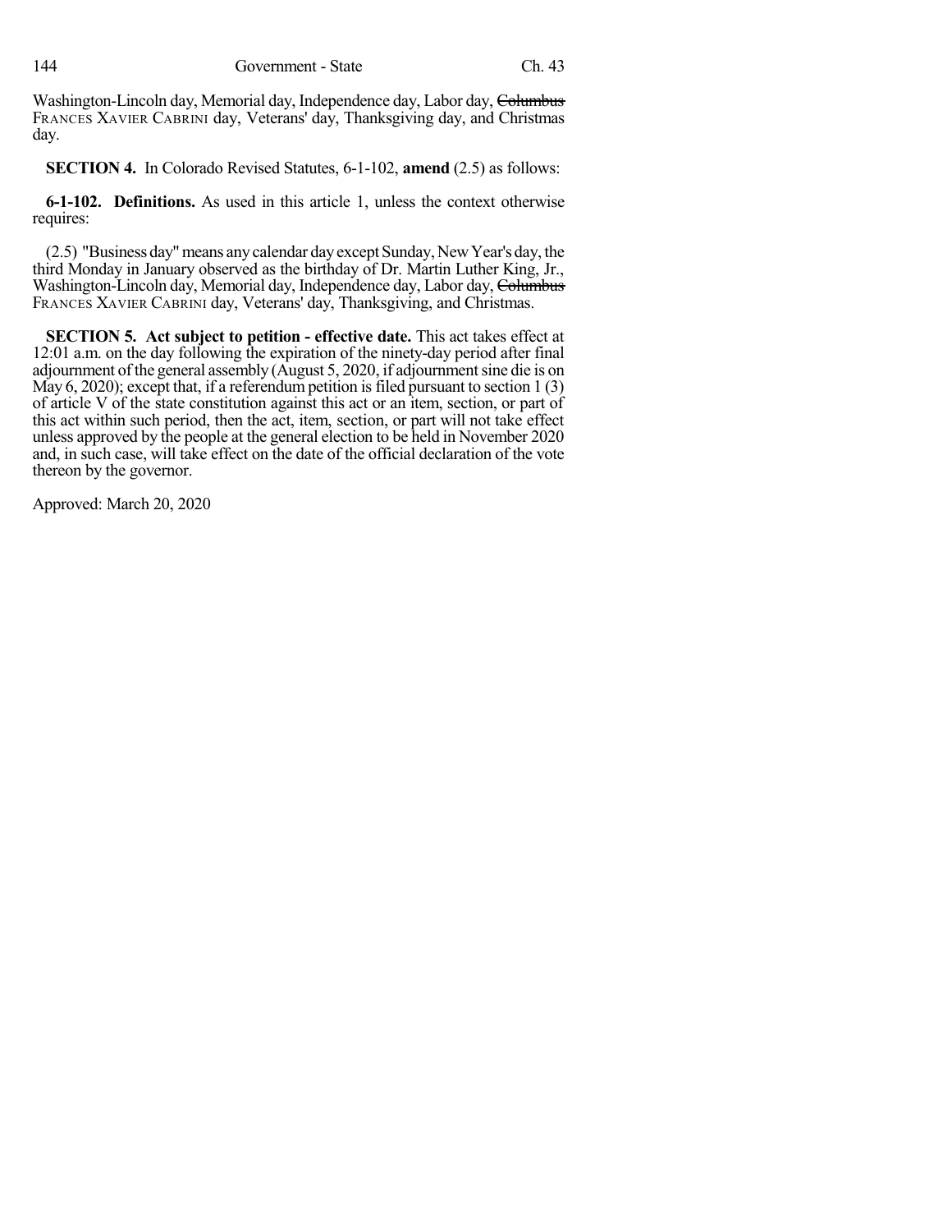Washington-Lincoln day, Memorial day, Independence day, Labor day, ~~Columbus~~ FRANCES XAVIER CABRINI day, Veterans' day, Thanksgiving day, and Christmas day.

**SECTION 4.** In Colorado Revised Statutes, 6-1-102, **amend** (2.5) as follows:

**6-1-102. Definitions.** As used in this article 1, unless the context otherwise requires:

(2.5) "Business day" means any calendar day except Sunday, New Year's day, the third Monday in January observed as the birthday of Dr. Martin Luther King, Jr., Washington-Lincoln day, Memorial day, Independence day, Labor day, ~~Columbus~~ FRANCES XAVIER CABRINI day, Veterans' day, Thanksgiving, and Christmas.

**SECTION 5. Act subject to petition - effective date.** This act takes effect at 12:01 a.m. on the day following the expiration of the ninety-day period after final adjournment of the general assembly (August 5, 2020, if adjournment sine die is on May 6, 2020); except that, if a referendum petition is filed pursuant to section 1 (3) of article V of the state constitution against this act or an item, section, or part of this act within such period, then the act, item, section, or part will not take effect unless approved by the people at the general election to be held in November 2020 and, in such case, will take effect on the date of the official declaration of the vote thereon by the governor.

Approved: March 20, 2020